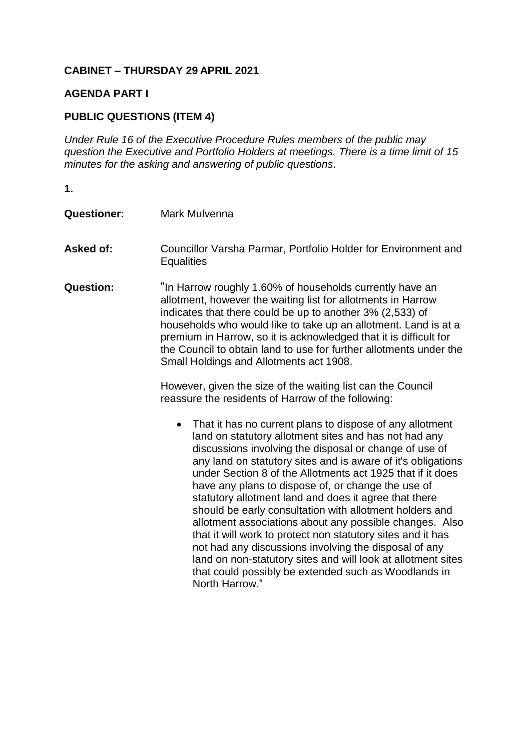**CABINET – THURSDAY 29 APRIL 2021**

**AGENDA PART I**

**PUBLIC QUESTIONS (ITEM 4)**

*Under Rule 16 of the Executive Procedure Rules members of the public may question the Executive and Portfolio Holders at meetings. There is a time limit of 15 minutes for the asking and answering of public questions*.

**1.**

**Questioner:** Mark Mulvenna

**Asked of:** Councillor Varsha Parmar, Portfolio Holder for Environment and Equalities

**Question:** "In Harrow roughly 1.60% of households currently have an allotment, however the waiting list for allotments in Harrow indicates that there could be up to another 3% (2,533) of households who would like to take up an allotment. Land is at a premium in Harrow, so it is acknowledged that it is difficult for the Council to obtain land to use for further allotments under the Small Holdings and Allotments act 1908.

However, given the size of the waiting list can the Council reassure the residents of Harrow of the following:

- That it has no current plans to dispose of any allotment land on statutory allotment sites and has not had any discussions involving the disposal or change of use of any land on statutory sites and is aware of it's obligations under Section 8 of the Allotments act 1925 that if it does have any plans to dispose of, or change the use of statutory allotment land and does it agree that there should be early consultation with allotment holders and allotment associations about any possible changes. Also that it will work to protect non statutory sites and it has not had any discussions involving the disposal of any land on non-statutory sites and will look at allotment sites that could possibly be extended such as Woodlands in North Harrow."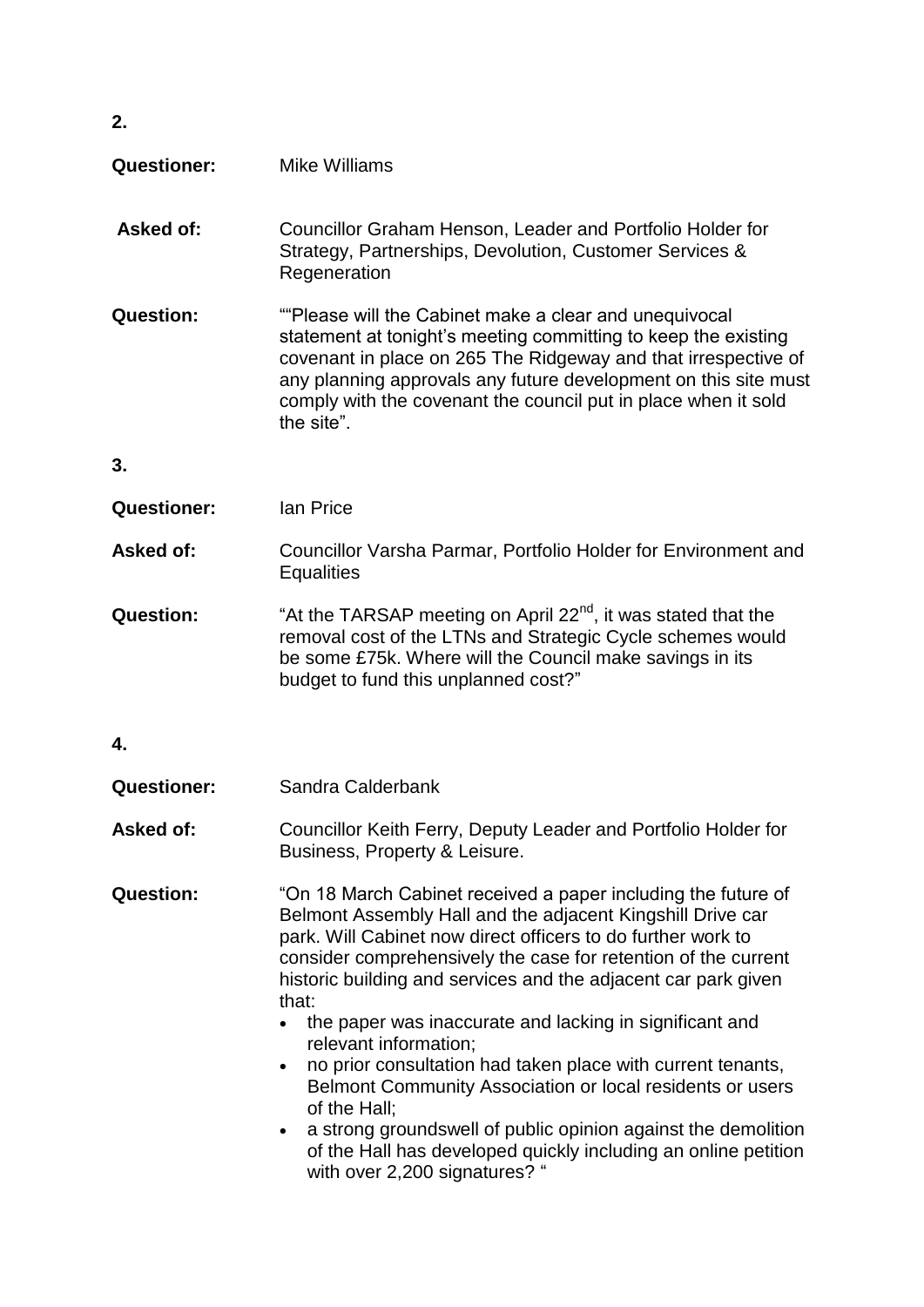**2.**

**Questioner:** Mike Williams

**Asked of:** Councillor Graham Henson, Leader and Portfolio Holder for Strategy, Partnerships, Devolution, Customer Services & Regeneration

**Question:** ""Please will the Cabinet make a clear and unequivocal statement at tonight's meeting committing to keep the existing covenant in place on 265 The Ridgeway and that irrespective of any planning approvals any future development on this site must comply with the covenant the council put in place when it sold the site".

**3.**

**Questioner:** Ian Price

**Asked of:** Councillor Varsha Parmar, Portfolio Holder for Environment and Equalities

**Question:** "At the TARSAP meeting on April 22nd, it was stated that the removal cost of the LTNs and Strategic Cycle schemes would be some £75k. Where will the Council make savings in its budget to fund this unplanned cost?"

**4.**

**Questioner:** Sandra Calderbank

**Asked of:** Councillor Keith Ferry, Deputy Leader and Portfolio Holder for Business, Property & Leisure.

**Question:** "On 18 March Cabinet received a paper including the future of Belmont Assembly Hall and the adjacent Kingshill Drive car park. Will Cabinet now direct officers to do further work to consider comprehensively the case for retention of the current historic building and services and the adjacent car park given that:

- the paper was inaccurate and lacking in significant and relevant information;
- no prior consultation had taken place with current tenants, Belmont Community Association or local residents or users of the Hall;
- a strong groundswell of public opinion against the demolition of the Hall has developed quickly including an online petition with over 2,200 signatures? "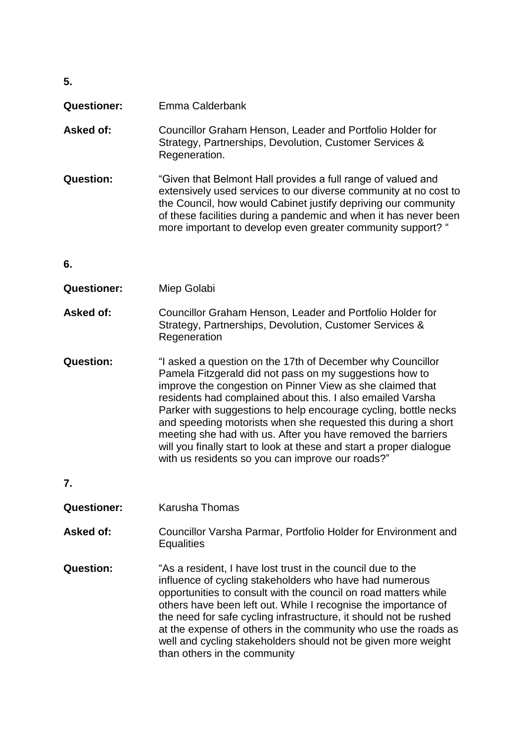**5.**

**Questioner:** Emma Calderbank

**Asked of:** Councillor Graham Henson, Leader and Portfolio Holder for Strategy, Partnerships, Devolution, Customer Services & Regeneration.

**Question:** "Given that Belmont Hall provides a full range of valued and extensively used services to our diverse community at no cost to the Council, how would Cabinet justify depriving our community of these facilities during a pandemic and when it has never been more important to develop even greater community support? "

**6.**

**Questioner:** Miep Golabi

**Asked of:** Councillor Graham Henson, Leader and Portfolio Holder for Strategy, Partnerships, Devolution, Customer Services & Regeneration

**Question:** "I asked a question on the 17th of December why Councillor Pamela Fitzgerald did not pass on my suggestions how to improve the congestion on Pinner View as she claimed that residents had complained about this. I also emailed Varsha Parker with suggestions to help encourage cycling, bottle necks and speeding motorists when she requested this during a short meeting she had with us. After you have removed the barriers will you finally start to look at these and start a proper dialogue with us residents so you can improve our roads?"

**7.**

**Questioner:** Karusha Thomas

**Asked of:** Councillor Varsha Parmar, Portfolio Holder for Environment and Equalities

**Question:** "As a resident, I have lost trust in the council due to the influence of cycling stakeholders who have had numerous opportunities to consult with the council on road matters while others have been left out. While I recognise the importance of the need for safe cycling infrastructure, it should not be rushed at the expense of others in the community who use the roads as well and cycling stakeholders should not be given more weight than others in the community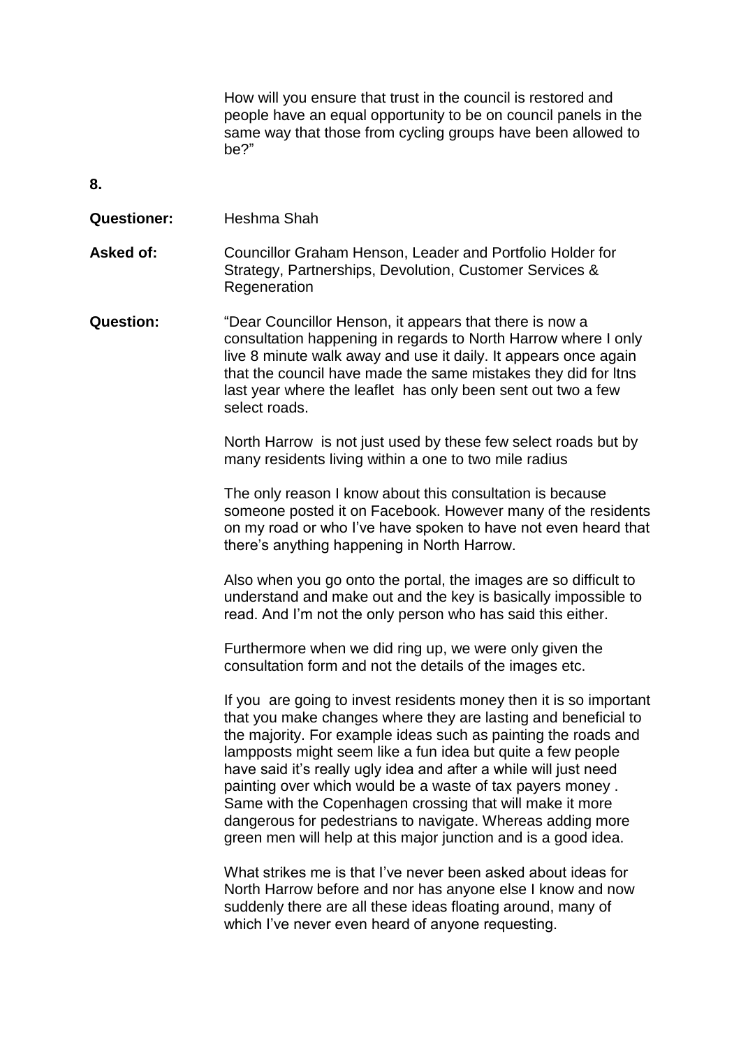How will you ensure that trust in the council is restored and people have an equal opportunity to be on council panels in the same way that those from cycling groups have been allowed to be?"

**8.**

**Questioner:** Heshma Shah

**Asked of:** Councillor Graham Henson, Leader and Portfolio Holder for Strategy, Partnerships, Devolution, Customer Services & Regeneration

**Question:** "Dear Councillor Henson, it appears that there is now a consultation happening in regards to North Harrow where I only live 8 minute walk away and use it daily. It appears once again that the council have made the same mistakes they did for ltns last year where the leaflet has only been sent out two a few select roads.

North Harrow is not just used by these few select roads but by many residents living within a one to two mile radius

The only reason I know about this consultation is because someone posted it on Facebook. However many of the residents on my road or who I've have spoken to have not even heard that there's anything happening in North Harrow.

Also when you go onto the portal, the images are so difficult to understand and make out and the key is basically impossible to read. And I'm not the only person who has said this either.

Furthermore when we did ring up, we were only given the consultation form and not the details of the images etc.

If you are going to invest residents money then it is so important that you make changes where they are lasting and beneficial to the majority. For example ideas such as painting the roads and lampposts might seem like a fun idea but quite a few people have said it's really ugly idea and after a while will just need painting over which would be a waste of tax payers money . Same with the Copenhagen crossing that will make it more dangerous for pedestrians to navigate. Whereas adding more green men will help at this major junction and is a good idea.

What strikes me is that I've never been asked about ideas for North Harrow before and nor has anyone else I know and now suddenly there are all these ideas floating around, many of which I've never even heard of anyone requesting.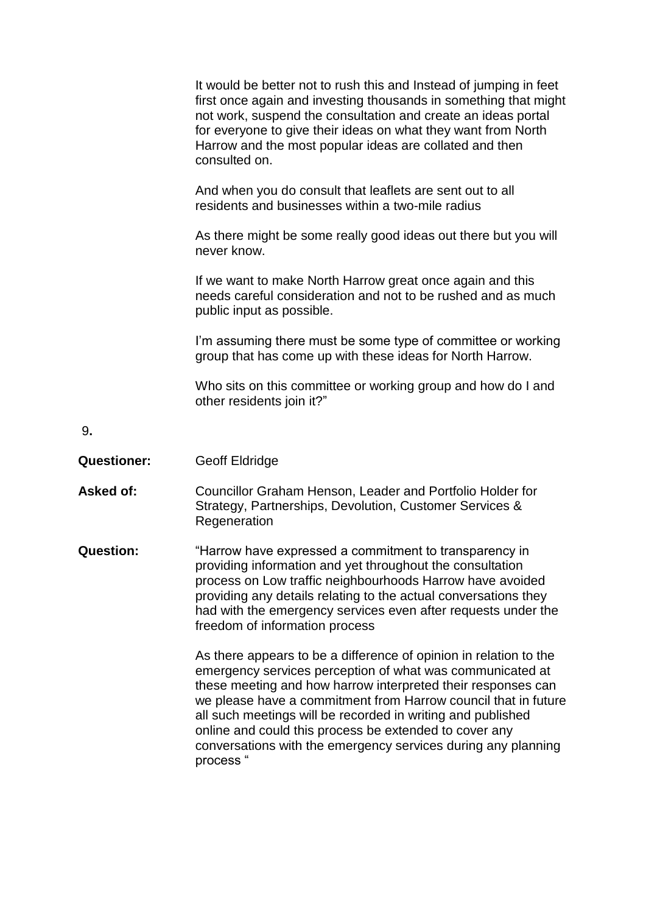It would be better not to rush this and Instead of jumping in feet first once again and investing thousands in something that might not work, suspend the consultation and create an ideas portal for everyone to give their ideas on what they want from North Harrow and the most popular ideas are collated and then consulted on.

And when you do consult that leaflets are sent out to all residents and businesses within a two-mile radius

As there might be some really good ideas out there but you will never know.

If we want to make North Harrow great once again and this needs careful consideration and not to be rushed and as much public input as possible.

I'm assuming there must be some type of committee or working group that has come up with these ideas for North Harrow.

Who sits on this committee or working group and how do I and other residents join it?"

9**.**

**Questioner:** Geoff Eldridge

**Asked of:** Councillor Graham Henson, Leader and Portfolio Holder for Strategy, Partnerships, Devolution, Customer Services & Regeneration

**Question:** "Harrow have expressed a commitment to transparency in providing information and yet throughout the consultation process on Low traffic neighbourhoods Harrow have avoided providing any details relating to the actual conversations they had with the emergency services even after requests under the freedom of information process

As there appears to be a difference of opinion in relation to the emergency services perception of what was communicated at these meeting and how harrow interpreted their responses can we please have a commitment from Harrow council that in future all such meetings will be recorded in writing and published online and could this process be extended to cover any conversations with the emergency services during any planning process "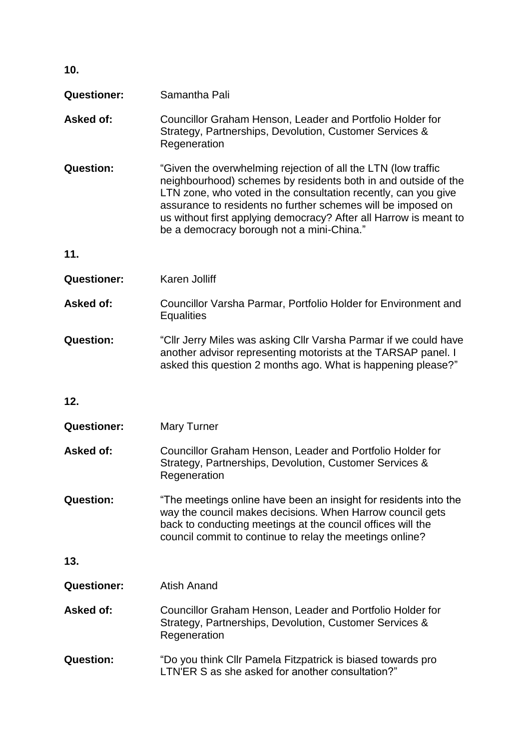**10.**

**Questioner:** Samantha Pali

**Asked of:** Councillor Graham Henson, Leader and Portfolio Holder for Strategy, Partnerships, Devolution, Customer Services & Regeneration

**Question:** "Given the overwhelming rejection of all the LTN (low traffic neighbourhood) schemes by residents both in and outside of the LTN zone, who voted in the consultation recently, can you give assurance to residents no further schemes will be imposed on us without first applying democracy? After all Harrow is meant to be a democracy borough not a mini-China."

**11.**

**Questioner:** Karen Jolliff

**Asked of:** Councillor Varsha Parmar, Portfolio Holder for Environment and Equalities

**Question:** "Cllr Jerry Miles was asking Cllr Varsha Parmar if we could have another advisor representing motorists at the TARSAP panel. I asked this question 2 months ago. What is happening please?"

**12.**

**Questioner:** Mary Turner

**Asked of:** Councillor Graham Henson, Leader and Portfolio Holder for Strategy, Partnerships, Devolution, Customer Services & Regeneration

**Question:** "The meetings online have been an insight for residents into the way the council makes decisions. When Harrow council gets back to conducting meetings at the council offices will the council commit to continue to relay the meetings online?

**13.**

**Questioner:** Atish Anand

**Asked of:** Councillor Graham Henson, Leader and Portfolio Holder for Strategy, Partnerships, Devolution, Customer Services & Regeneration

**Question:** "Do you think Cllr Pamela Fitzpatrick is biased towards pro LTN'ER S as she asked for another consultation?"